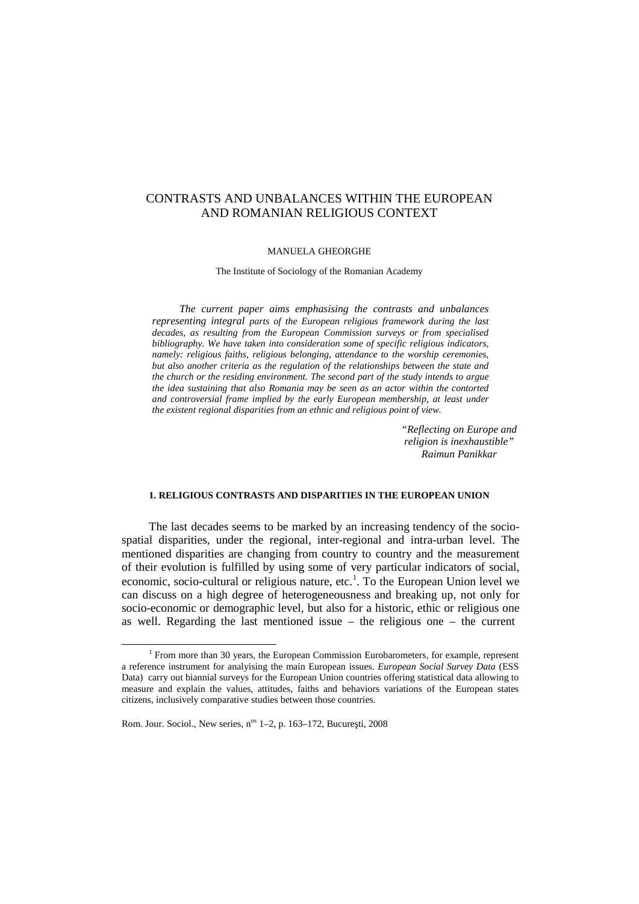# CONTRASTS AND UNBALANCES WITHIN THE EUROPEAN AND ROMANIAN RELIGIOUS CONTEXT

MANUELA GHEORGHE

The Institute of Sociology of the Romanian Academy

*The current paper aims emphasising the contrasts and unbalances representing integral parts of the European religious framework during the last decades, as resulting from the European Commission surveys or from specialised bibliography. We have taken into consideration some of specific religious indicators, namely: religious faiths, religious belonging, attendance to the worship ceremonies, but also another criteria as the regulation of the relationships between the state and the church or the residing environment. The second part of the study intends to argue the idea sustaining that also Romania may be seen as an actor within the contorted and controversial frame implied by the early European membership, at least under the existent regional disparities from an ethnic and religious point of view.*

> *"Reflecting on Europe and religion is inexhaustible"*
> *Raimun Panikkar*

#### 1. RELIGIOUS CONTRASTS AND DISPARITIES IN THE EUROPEAN UNION

The last decades seems to be marked by an increasing tendency of the socio-spatial disparities, under the regional, inter-regional and intra-urban level. The mentioned disparities are changing from country to country and the measurement of their evolution is fulfilled by using some of very particular indicators of social, economic, socio-cultural or religious nature, etc.[1]. To the European Union level we can discuss on a high degree of heterogeneousness and breaking up, not only for socio-economic or demographic level, but also for a historic, ethic or religious one as well. Regarding the last mentioned issue – the religious one – the current

[1] From more than 30 years, the European Commission Eurobarometers, for example, represent a reference instrument for analyising the main European issues. *European Social Survey Data* (ESS Data) carry out biannial surveys for the European Union countries offering statistical data allowing to measure and explain the values, attitudes, faiths and behaviors variations of the European states citizens, inclusively comparative studies between those countries.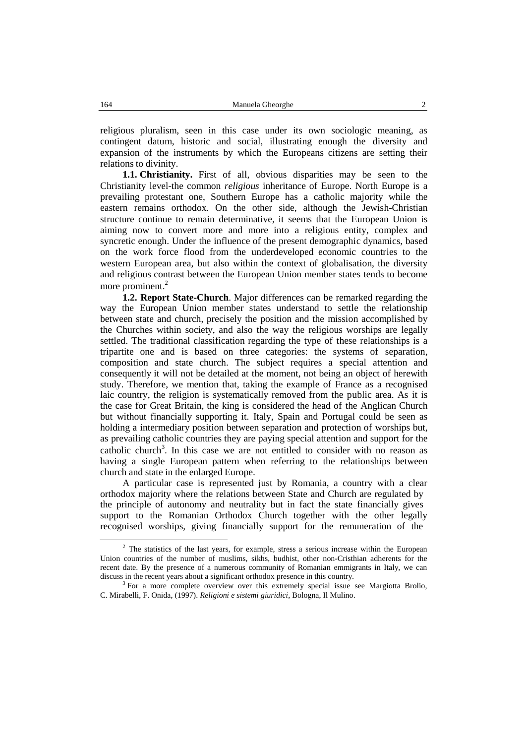religious pluralism, seen in this case under its own sociologic meaning, as contingent datum, historic and social, illustrating enough the diversity and expansion of the instruments by which the Europeans citizens are setting their relations to divinity.

**1.1. Christianity.** First of all, obvious disparities may be seen to the Christianity level-the common *religious* inheritance of Europe. North Europe is a prevailing protestant one, Southern Europe has a catholic majority while the eastern remains orthodox. On the other side, although the Jewish-Christian structure continue to remain determinative, it seems that the European Union is aiming now to convert more and more into a religious entity, complex and syncretic enough. Under the influence of the present demographic dynamics, based on the work force flood from the underdeveloped economic countries to the western European area, but also within the context of globalisation, the diversity and religious contrast between the European Union member states tends to become more prominent.[2]

**1.2. Report State-Church**. Major differences can be remarked regarding the way the European Union member states understand to settle the relationship between state and church, precisely the position and the mission accomplished by the Churches within society, and also the way the religious worships are legally settled. The traditional classification regarding the type of these relationships is a tripartite one and is based on three categories: the systems of separation, composition and state church. The subject requires a special attention and consequently it will not be detailed at the moment, not being an object of herewith study. Therefore, we mention that, taking the example of France as a recognised laic country, the religion is systematically removed from the public area. As it is the case for Great Britain, the king is considered the head of the Anglican Church but without financially supporting it. Italy, Spain and Portugal could be seen as holding a intermediary position between separation and protection of worships but, as prevailing catholic countries they are paying special attention and support for the catholic church[3]. In this case we are not entitled to consider with no reason as having a single European pattern when referring to the relationships between church and state in the enlarged Europe.

A particular case is represented just by Romania, a country with a clear orthodox majority where the relations between State and Church are regulated by the principle of autonomy and neutrality but in fact the state financially gives support to the Romanian Orthodox Church together with the other legally recognised worships, giving financially support for the remuneration of the

---

[2] The statistics of the last years, for example, stress a serious increase within the European Union countries of the number of muslims, sikhs, budhist, other non-Cristhian adherents for the recent date. By the presence of a numerous community of Romanian emmigrants in Italy, we can discuss in the recent years about a significant orthodox presence in this country.

[3] For a more complete overview over this extremely special issue see Margiotta Brolio, C. Mirabelli, F. Onida, (1997). *Religioni e sistemi giuridici*, Bologna, Il Mulino.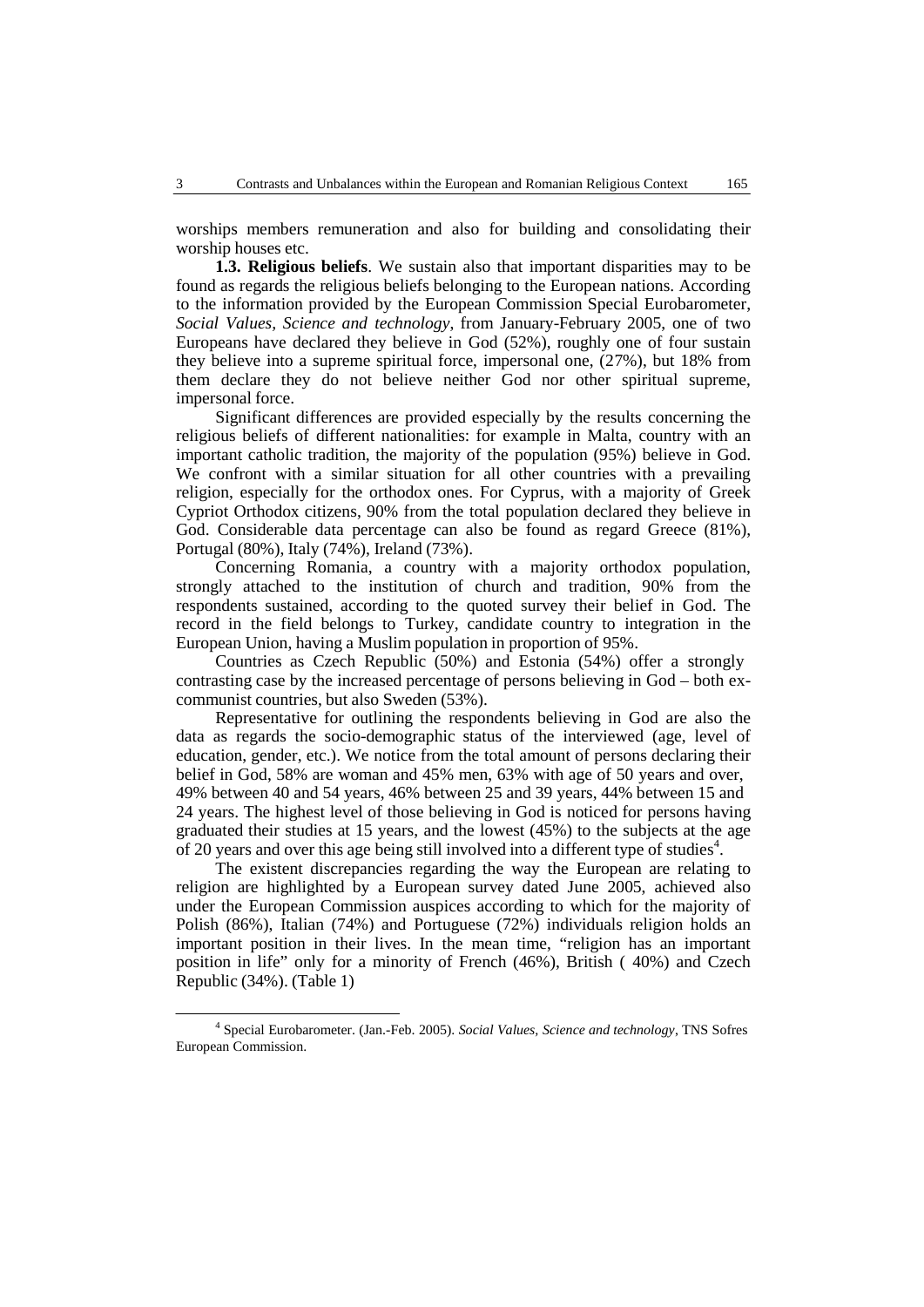worships members remuneration and also for building and consolidating their worship houses etc.

**1.3. Religious beliefs**. We sustain also that important disparities may to be found as regards the religious beliefs belonging to the European nations. According to the information provided by the European Commission Special Eurobarometer, *Social Values, Science and technology*, from January-February 2005, one of two Europeans have declared they believe in God (52%), roughly one of four sustain they believe into a supreme spiritual force, impersonal one, (27%), but 18% from them declare they do not believe neither God nor other spiritual supreme, impersonal force.

Significant differences are provided especially by the results concerning the religious beliefs of different nationalities: for example in Malta, country with an important catholic tradition, the majority of the population (95%) believe in God. We confront with a similar situation for all other countries with a prevailing religion, especially for the orthodox ones. For Cyprus, with a majority of Greek Cypriot Orthodox citizens, 90% from the total population declared they believe in God. Considerable data percentage can also be found as regard Greece (81%), Portugal (80%), Italy (74%), Ireland (73%).

Concerning Romania, a country with a majority orthodox population, strongly attached to the institution of church and tradition, 90% from the respondents sustained, according to the quoted survey their belief in God. The record in the field belongs to Turkey, candidate country to integration in the European Union, having a Muslim population in proportion of 95%.

Countries as Czech Republic (50%) and Estonia (54%) offer a strongly contrasting case by the increased percentage of persons believing in God – both ex-communist countries, but also Sweden (53%).

Representative for outlining the respondents believing in God are also the data as regards the socio-demographic status of the interviewed (age, level of education, gender, etc.). We notice from the total amount of persons declaring their belief in God, 58% are woman and 45% men, 63% with age of 50 years and over, 49% between 40 and 54 years, 46% between 25 and 39 years, 44% between 15 and 24 years. The highest level of those believing in God is noticed for persons having graduated their studies at 15 years, and the lowest (45%) to the subjects at the age of 20 years and over this age being still involved into a different type of studies[4].

The existent discrepancies regarding the way the European are relating to religion are highlighted by a European survey dated June 2005, achieved also under the European Commission auspices according to which for the majority of Polish (86%), Italian (74%) and Portuguese (72%) individuals religion holds an important position in their lives. In the mean time, "religion has an important position in life" only for a minority of French (46%), British ( 40%) and Czech Republic (34%). (Table 1)

---

[4] Special Eurobarometer. (Jan.-Feb. 2005). *Social Values, Science and technology*, TNS Sofres European Commission.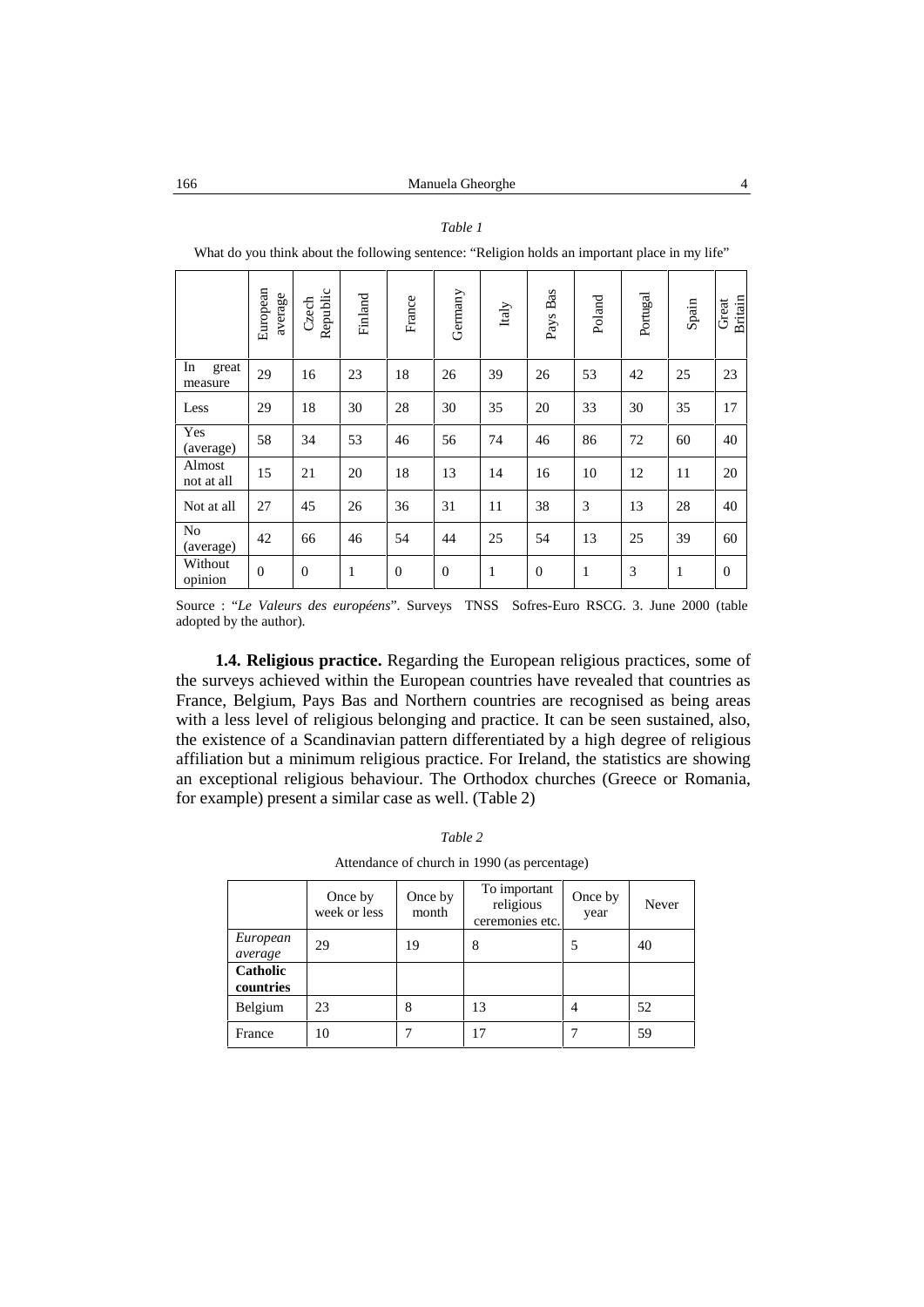*Table 1*

What do you think about the following sentence: "Religion holds an important place in my life"

| | European average | Czech Republic | Finland | France | Germany | Italy | Pays Bas | Poland | Portugal | Spain | Great Britain |
|---|---|---|---|---|---|---|---|---|---|---|---|
| In great measure | 29 | 16 | 23 | 18 | 26 | 39 | 26 | 53 | 42 | 25 | 23 |
| Less | 29 | 18 | 30 | 28 | 30 | 35 | 20 | 33 | 30 | 35 | 17 |
| Yes (average) | 58 | 34 | 53 | 46 | 56 | 74 | 46 | 86 | 72 | 60 | 40 |
| Almost not at all | 15 | 21 | 20 | 18 | 13 | 14 | 16 | 10 | 12 | 11 | 20 |
| Not at all | 27 | 45 | 26 | 36 | 31 | 11 | 38 | 3 | 13 | 28 | 40 |
| No (average) | 42 | 66 | 46 | 54 | 44 | 25 | 54 | 13 | 25 | 39 | 60 |
| Without opinion | 0 | 0 | 1 | 0 | 0 | 1 | 0 | 1 | 3 | 1 | 0 |

Source : "*Le Valeurs des européens*". Surveys TNSS Sofres-Euro RSCG. 3. June 2000 (table adopted by the author).

**1.4. Religious practice.** Regarding the European religious practices, some of the surveys achieved within the European countries have revealed that countries as France, Belgium, Pays Bas and Northern countries are recognised as being areas with a less level of religious belonging and practice. It can be seen sustained, also, the existence of a Scandinavian pattern differentiated by a high degree of religious affiliation but a minimum religious practice. For Ireland, the statistics are showing an exceptional religious behaviour. The Orthodox churches (Greece or Romania, for example) present a similar case as well. (Table 2)

*Table 2*

Attendance of church in 1990 (as percentage)

| | Once by week or less | Once by month | To important religious ceremonies etc. | Once by year | Never |
|---|---|---|---|---|---|
| *European average* | 29 | 19 | 8 | 5 | 40 |
| **Catholic countries** | | | | | |
| Belgium | 23 | 8 | 13 | 4 | 52 |
| France | 10 | 7 | 17 | 7 | 59 |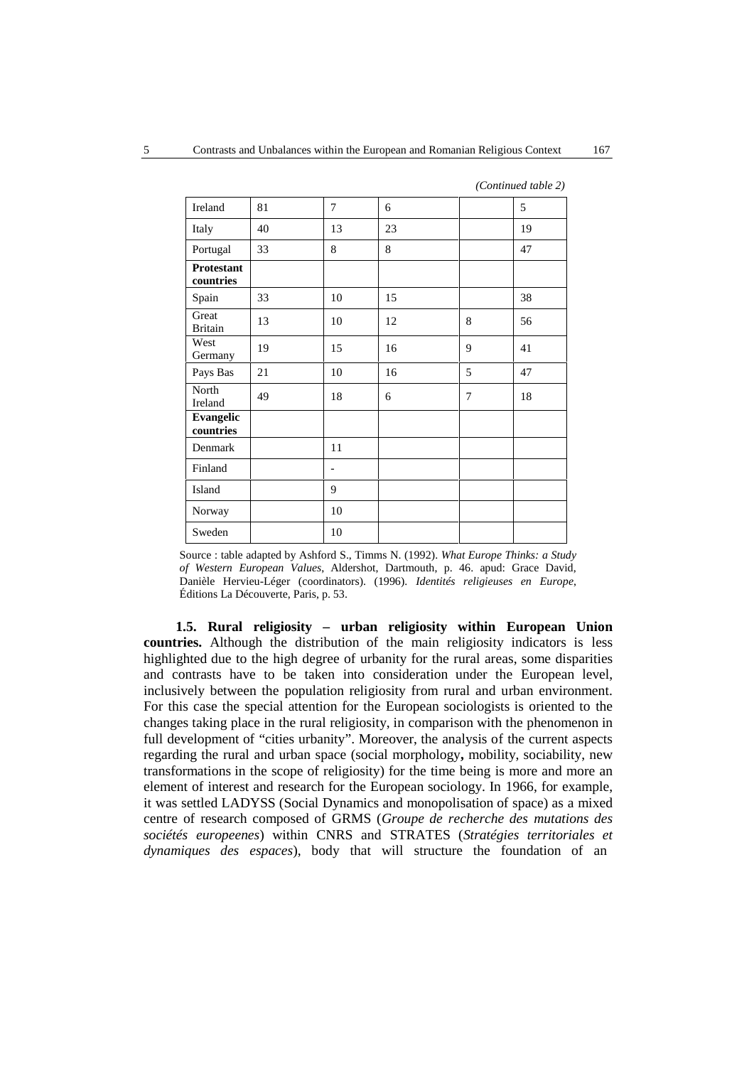*(Continued table 2)*

| | | | | | |
|---|---|---|---|---|---|
| Ireland | 81 | 7 | 6 | | 5 |
| Italy | 40 | 13 | 23 | | 19 |
| Portugal | 33 | 8 | 8 | | 47 |
| **Protestant countries** | | | | | |
| Spain | 33 | 10 | 15 | | 38 |
| Great Britain | 13 | 10 | 12 | 8 | 56 |
| West Germany | 19 | 15 | 16 | 9 | 41 |
| Pays Bas | 21 | 10 | 16 | 5 | 47 |
| North Ireland | 49 | 18 | 6 | 7 | 18 |
| **Evangelic countries** | | | | | |
| Denmark | | 11 | | | |
| Finland | | - | | | |
| Island | | 9 | | | |
| Norway | | 10 | | | |
| Sweden | | 10 | | | |

Source : table adapted by Ashford S., Timms N. (1992). *What Europe Thinks: a Study of Western European Values*, Aldershot, Dartmouth, p. 46. apud: Grace David, Danièle Hervieu-Léger (coordinators). (1996). *Identités religieuses en Europe*, Éditions La Découverte, Paris, p. 53.

**1.5. Rural religiosity – urban religiosity within European Union countries.** Although the distribution of the main religiosity indicators is less highlighted due to the high degree of urbanity for the rural areas, some disparities and contrasts have to be taken into consideration under the European level, inclusively between the population religiosity from rural and urban environment. For this case the special attention for the European sociologists is oriented to the changes taking place in the rural religiosity, in comparison with the phenomenon in full development of "cities urbanity". Moreover, the analysis of the current aspects regarding the rural and urban space (social morphology**,** mobility, sociability, new transformations in the scope of religiosity) for the time being is more and more an element of interest and research for the European sociology. In 1966, for example, it was settled LADYSS (Social Dynamics and monopolisation of space) as a mixed centre of research composed of GRMS (*Groupe de recherche des mutations des sociétés europeenes*) within CNRS and STRATES (*Stratégies territoriales et dynamiques des espaces*), body that will structure the foundation of an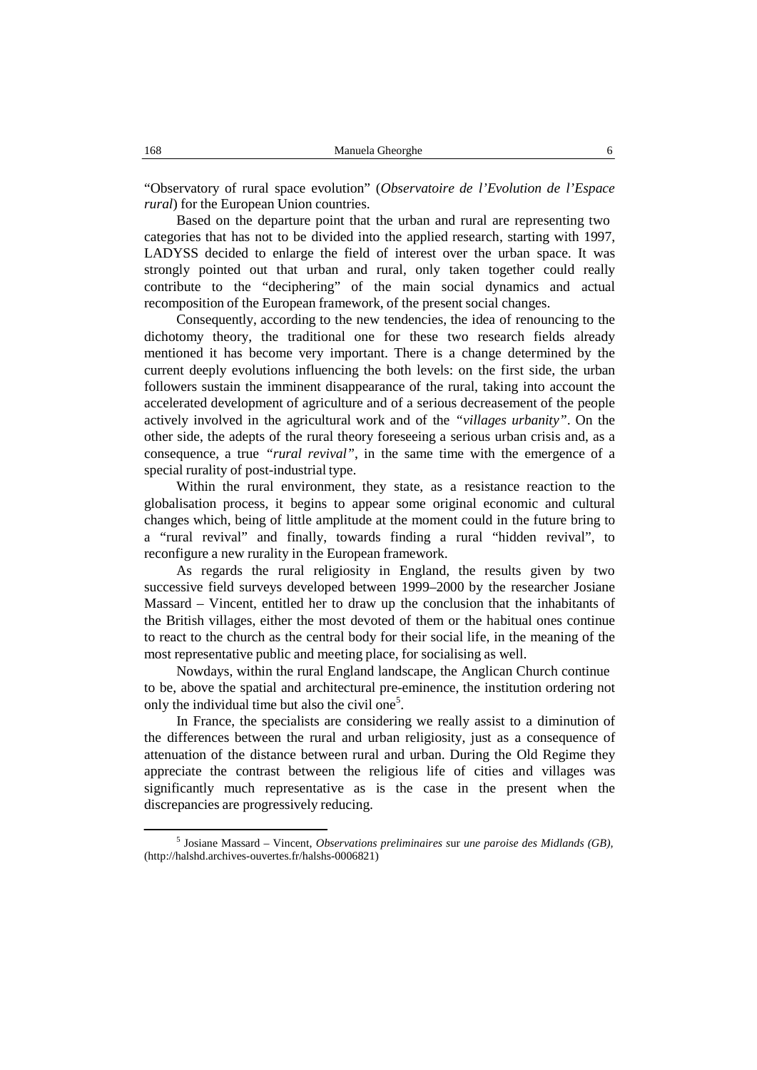"Observatory of rural space evolution" (*Observatoire de l'Evolution de l'Espace rural*) for the European Union countries.

Based on the departure point that the urban and rural are representing two categories that has not to be divided into the applied research, starting with 1997, LADYSS decided to enlarge the field of interest over the urban space. It was strongly pointed out that urban and rural, only taken together could really contribute to the "deciphering" of the main social dynamics and actual recomposition of the European framework, of the present social changes.

Consequently, according to the new tendencies, the idea of renouncing to the dichotomy theory, the traditional one for these two research fields already mentioned it has become very important. There is a change determined by the current deeply evolutions influencing the both levels: on the first side, the urban followers sustain the imminent disappearance of the rural, taking into account the accelerated development of agriculture and of a serious decreasement of the people actively involved in the agricultural work and of the *"villages urbanity"*. On the other side, the adepts of the rural theory foreseeing a serious urban crisis and, as a consequence, a true *"rural revival"*, in the same time with the emergence of a special rurality of post-industrial type.

Within the rural environment, they state, as a resistance reaction to the globalisation process, it begins to appear some original economic and cultural changes which, being of little amplitude at the moment could in the future bring to a "rural revival" and finally, towards finding a rural "hidden revival", to reconfigure a new rurality in the European framework.

As regards the rural religiosity in England, the results given by two successive field surveys developed between 1999–2000 by the researcher Josiane Massard – Vincent, entitled her to draw up the conclusion that the inhabitants of the British villages, either the most devoted of them or the habitual ones continue to react to the church as the central body for their social life, in the meaning of the most representative public and meeting place, for socialising as well.

Nowdays, within the rural England landscape, the Anglican Church continue to be, above the spatial and architectural pre-eminence, the institution ordering not only the individual time but also the civil one[5].

In France, the specialists are considering we really assist to a diminution of the differences between the rural and urban religiosity, just as a consequence of attenuation of the distance between rural and urban. During the Old Regime they appreciate the contrast between the religious life of cities and villages was significantly much representative as is the case in the present when the discrepancies are progressively reducing.

[5] Josiane Massard – Vincent, *Observations preliminaires* sur *une paroise des Midlands (GB),* (http://halshd.archives-ouvertes.fr/halshs-0006821)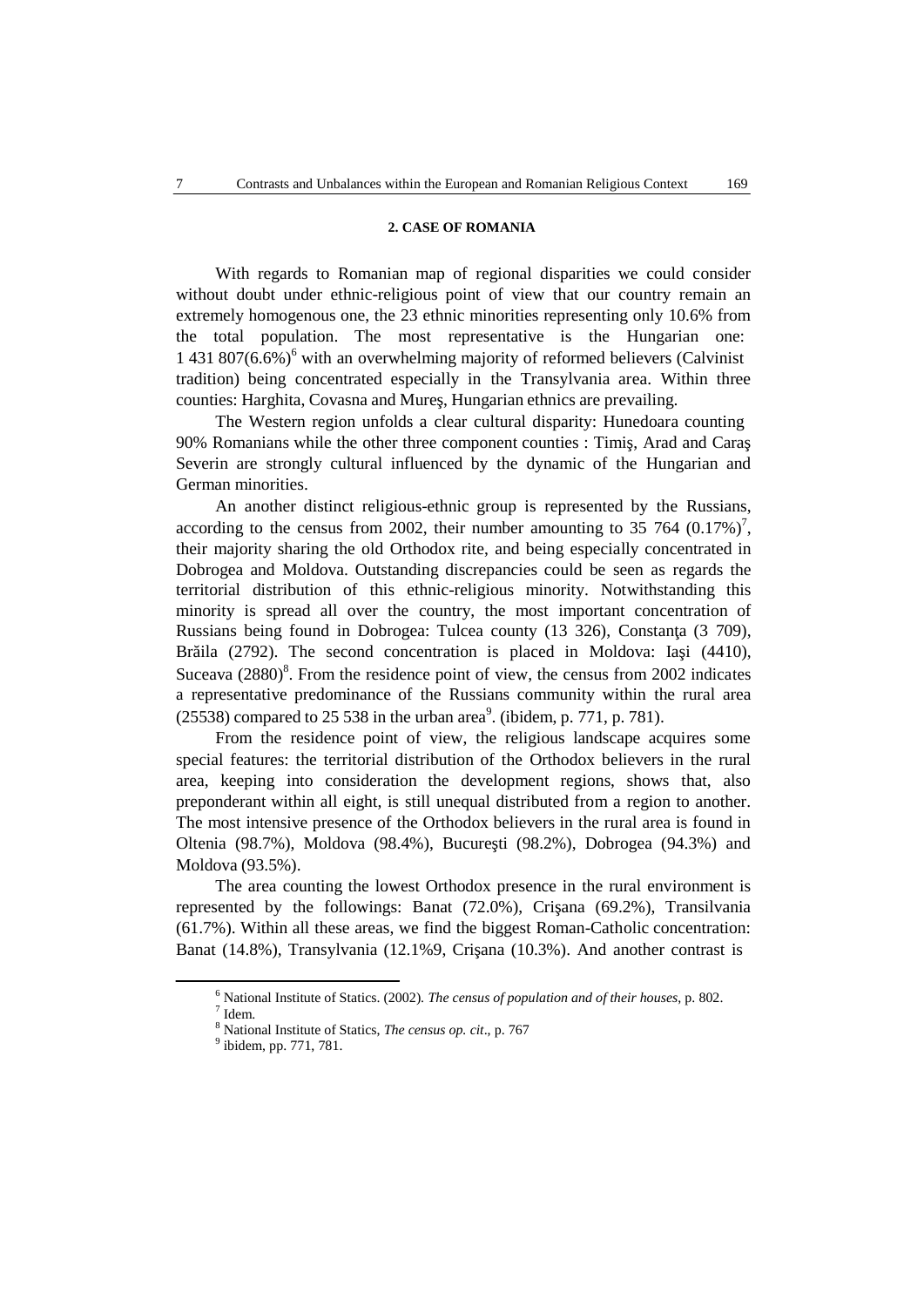**2. CASE OF ROMANIA**

With regards to Romanian map of regional disparities we could consider without doubt under ethnic-religious point of view that our country remain an extremely homogenous one, the 23 ethnic minorities representing only 10.6% from the total population. The most representative is the Hungarian one: 1 431 807(6.6%)[6] with an overwhelming majority of reformed believers (Calvinist tradition) being concentrated especially in the Transylvania area. Within three counties: Harghita, Covasna and Mureş, Hungarian ethnics are prevailing.

The Western region unfolds a clear cultural disparity: Hunedoara counting 90% Romanians while the other three component counties : Timiş, Arad and Caraş Severin are strongly cultural influenced by the dynamic of the Hungarian and German minorities.

An another distinct religious-ethnic group is represented by the Russians, according to the census from 2002, their number amounting to 35 764 (0.17%)[7], their majority sharing the old Orthodox rite, and being especially concentrated in Dobrogea and Moldova. Outstanding discrepancies could be seen as regards the territorial distribution of this ethnic-religious minority. Notwithstanding this minority is spread all over the country, the most important concentration of Russians being found in Dobrogea: Tulcea county (13 326), Constanţa (3 709), Brăila (2792). The second concentration is placed in Moldova: Iaşi (4410), Suceava (2880)[8]. From the residence point of view, the census from 2002 indicates a representative predominance of the Russians community within the rural area (25538) compared to 25 538 in the urban area[9]. (ibidem, p. 771, p. 781).

From the residence point of view, the religious landscape acquires some special features: the territorial distribution of the Orthodox believers in the rural area, keeping into consideration the development regions, shows that, also preponderant within all eight, is still unequal distributed from a region to another. The most intensive presence of the Orthodox believers in the rural area is found in Oltenia (98.7%), Moldova (98.4%), Bucureşti (98.2%), Dobrogea (94.3%) and Moldova (93.5%).

The area counting the lowest Orthodox presence in the rural environment is represented by the followings: Banat (72.0%), Crişana (69.2%), Transylvania (61.7%). Within all these areas, we find the biggest Roman-Catholic concentration: Banat (14.8%), Transylvania (12.1%9, Crişana (10.3%). And another contrast is

[6] National Institute of Statics. (2002). *The census of population and of their houses*, p. 802.

[7] Idem.

[8] National Institute of Statics, *The census op. cit*., p. 767

[9] ibidem, pp. 771, 781.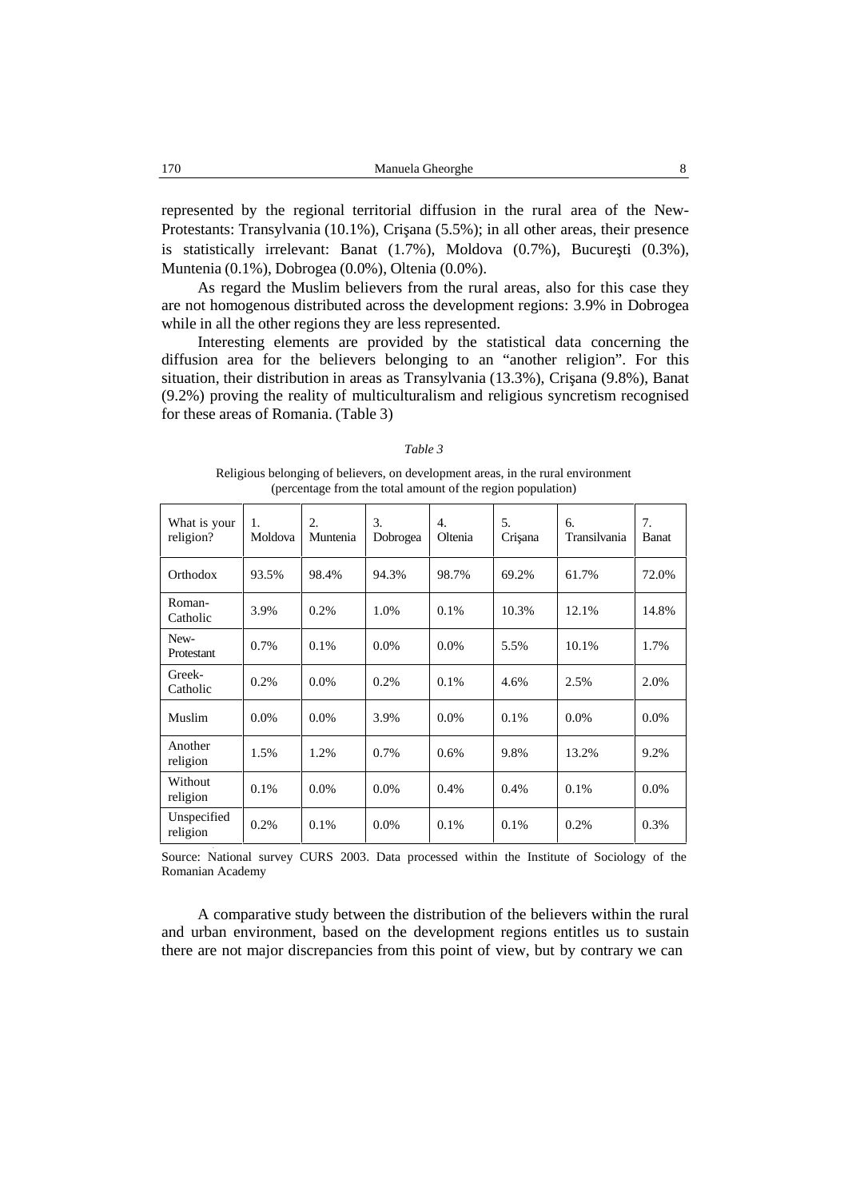represented by the regional territorial diffusion in the rural area of the New-Protestants: Transylvania (10.1%), Crişana (5.5%); in all other areas, their presence is statistically irrelevant: Banat (1.7%), Moldova (0.7%), Bucureşti (0.3%), Muntenia (0.1%), Dobrogea (0.0%), Oltenia (0.0%).

As regard the Muslim believers from the rural areas, also for this case they are not homogenous distributed across the development regions: 3.9% in Dobrogea while in all the other regions they are less represented.

Interesting elements are provided by the statistical data concerning the diffusion area for the believers belonging to an "another religion". For this situation, their distribution in areas as Transylvania (13.3%), Crişana (9.8%), Banat (9.2%) proving the reality of multiculturalism and religious syncretism recognised for these areas of Romania. (Table 3)

*Table 3*

Religious belonging of believers, on development areas, in the rural environment (percentage from the total amount of the region population)

| What is your religion? | 1. Moldova | 2. Muntenia | 3. Dobrogea | 4. Oltenia | 5. Crişana | 6. Transilvania | 7. Banat |
|---|---|---|---|---|---|---|---|
| Orthodox | 93.5% | 98.4% | 94.3% | 98.7% | 69.2% | 61.7% | 72.0% |
| Roman-Catholic | 3.9% | 0.2% | 1.0% | 0.1% | 10.3% | 12.1% | 14.8% |
| New-Protestant | 0.7% | 0.1% | 0.0% | 0.0% | 5.5% | 10.1% | 1.7% |
| Greek-Catholic | 0.2% | 0.0% | 0.2% | 0.1% | 4.6% | 2.5% | 2.0% |
| Muslim | 0.0% | 0.0% | 3.9% | 0.0% | 0.1% | 0.0% | 0.0% |
| Another religion | 1.5% | 1.2% | 0.7% | 0.6% | 9.8% | 13.2% | 9.2% |
| Without religion | 0.1% | 0.0% | 0.0% | 0.4% | 0.4% | 0.1% | 0.0% |
| Unspecified religion | 0.2% | 0.1% | 0.0% | 0.1% | 0.1% | 0.2% | 0.3% |

Source: National survey CURS 2003. Data processed within the Institute of Sociology of the Romanian Academy

A comparative study between the distribution of the believers within the rural and urban environment, based on the development regions entitles us to sustain there are not major discrepancies from this point of view, but by contrary we can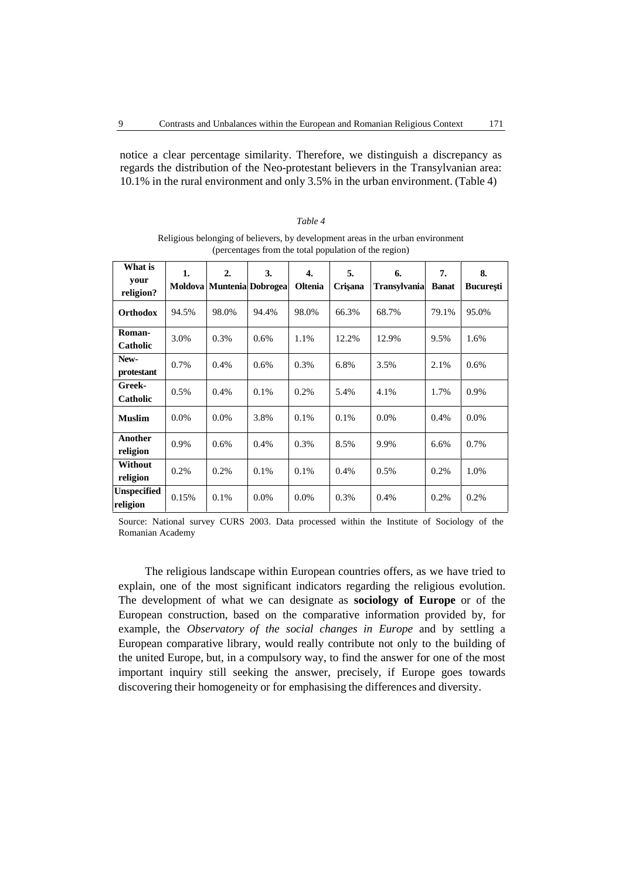notice a clear percentage similarity. Therefore, we distinguish a discrepancy as regards the distribution of the Neo-protestant believers in the Transylvanian area: 10.1% in the rural environment and only 3.5% in the urban environment. (Table 4)

*Table 4*

Religious belonging of believers, by development areas in the urban environment (percentages from the total population of the region)

| What is your religion? | 1. Moldova | 2. Muntenia | 3. Dobrogea | 4. Oltenia | 5. Crişana | 6. Transylvania | 7. Banat | 8. Bucureşti |
|---|---|---|---|---|---|---|---|---|
| **Orthodox** | 94.5% | 98.0% | 94.4% | 98.0% | 66.3% | 68.7% | 79.1% | 95.0% |
| **Roman-Catholic** | 3.0% | 0.3% | 0.6% | 1.1% | 12.2% | 12.9% | 9.5% | 1.6% |
| **New-protestant** | 0.7% | 0.4% | 0.6% | 0.3% | 6.8% | 3.5% | 2.1% | 0.6% |
| **Greek-Catholic** | 0.5% | 0.4% | 0.1% | 0.2% | 5.4% | 4.1% | 1.7% | 0.9% |
| **Muslim** | 0.0% | 0.0% | 3.8% | 0.1% | 0.1% | 0.0% | 0.4% | 0.0% |
| **Another religion** | 0.9% | 0.6% | 0.4% | 0.3% | 8.5% | 9.9% | 6.6% | 0.7% |
| **Without religion** | 0.2% | 0.2% | 0.1% | 0.1% | 0.4% | 0.5% | 0.2% | 1.0% |
| **Unspecified religion** | 0.15% | 0.1% | 0.0% | 0.0% | 0.3% | 0.4% | 0.2% | 0.2% |

Source: National survey CURS 2003. Data processed within the Institute of Sociology of the Romanian Academy

The religious landscape within European countries offers, as we have tried to explain, one of the most significant indicators regarding the religious evolution. The development of what we can designate as **sociology of Europe** or of the European construction, based on the comparative information provided by, for example, the *Observatory of the social changes in Europe* and by settling a European comparative library, would really contribute not only to the building of the united Europe, but, in a compulsory way, to find the answer for one of the most important inquiry still seeking the answer, precisely, if Europe goes towards discovering their homogeneity or for emphasising the differences and diversity.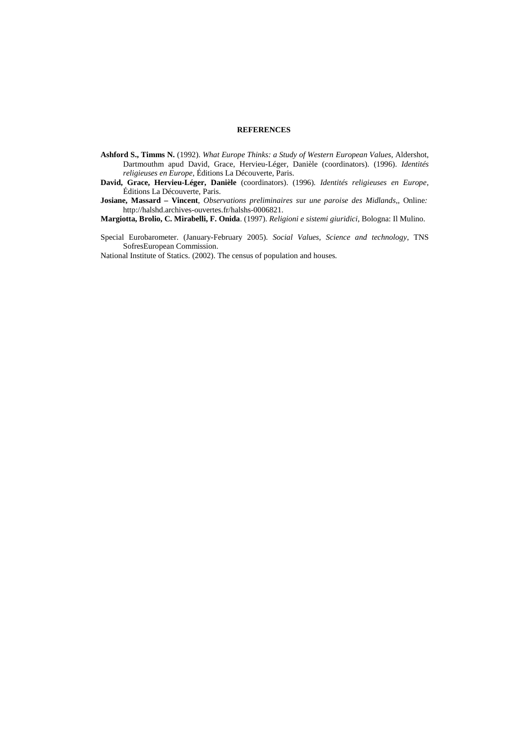**REFERENCES**

**Ashford S., Timms N.** (1992). *What Europe Thinks: a Study of Western European Values*, Aldershot, Dartmouthm apud David, Grace, Hervieu-Léger, Danièle (coordinators). (1996). *Identités religieuses en Europe*, Éditions La Découverte, Paris.

**David, Grace, Hervieu-Léger, Danièle** (coordinators). (1996). *Identités religieuses en Europe*, Éditions La Découverte, Paris.

**Josiane, Massard – Vincent**, *Observations preliminaires s*ur *une paroise des Midlands*,, Online*:* http://halshd.archives-ouvertes.fr/halshs-0006821.

**Margiotta, Brolio, C. Mirabelli, F. Onida**. (1997). *Religioni e sistemi giuridici*, Bologna: Il Mulino.

Special Eurobarometer. (January-February 2005). *Social Values, Science and technology*, TNS SofresEuropean Commission.

National Institute of Statics. (2002). The census of population and houses*.*